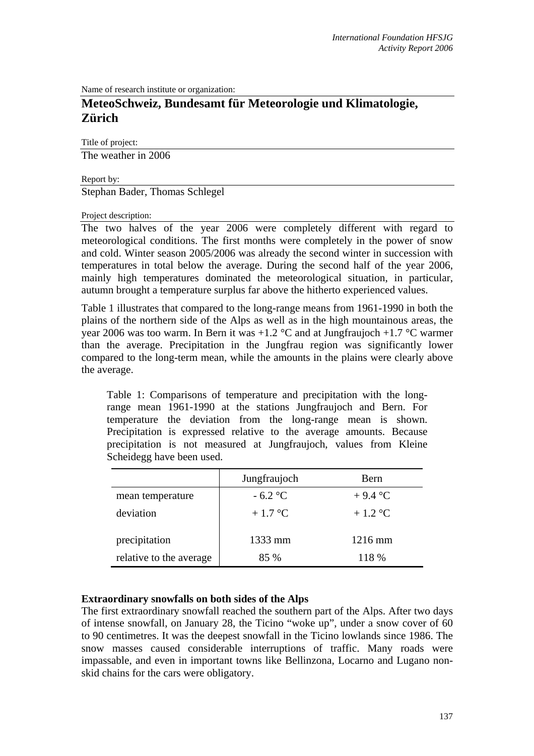Name of research institute or organization:

# MeteoSchweiz, Bundesamt für Meteorologie und Klimatologie, Zürich

Title of project:

The weather in 2006

Report by:

Stephan Bader, Thomas Schlegel

Project description:

The two halves of the year 2006 were completely different with regard to meteorological conditions. The first months were completely in the power of snow and cold. Winter season 2005/2006 was already the second winter in succession with temperatures in total below the average. During the second half of the year 2006, mainly high temperatures dominated the meteorological situation, in particular, autumn brought a temperature surplus far above the hitherto experienced values.

Table 1 illustrates that compared to the long-range means from 1961-1990 in both the plains of the northern side of the Alps as well as in the high mountainous areas, the year 2006 was too warm. In Bern it was +1.2 °C and at Jungfraujoch +1.7 °C warmer than the average. Precipitation in the Jungfrau region was significantly lower compared to the long-term mean, while the amounts in the plains were clearly above the average.

Table 1: Comparisons of temperature and precipitation with the long-range mean 1961-1990 at the stations Jungfraujoch and Bern. For temperature the deviation from the long-range mean is shown. Precipitation is expressed relative to the average amounts. Because precipitation is not measured at Jungfraujoch, values from Kleine Scheidegg have been used.

| | Jungfraujoch | Bern |
|---|---|---|
| mean temperature | - 6.2 °C | + 9.4 °C |
| deviation | + 1.7 °C | + 1.2 °C |
| precipitation | 1333 mm | 1216 mm |
| relative to the average | 85 % | 118 % |

**Extraordinary snowfalls on both sides of the Alps**

The first extraordinary snowfall reached the southern part of the Alps. After two days of intense snowfall, on January 28, the Ticino "woke up", under a snow cover of 60 to 90 centimetres. It was the deepest snowfall in the Ticino lowlands since 1986. The snow masses caused considerable interruptions of traffic. Many roads were impassable, and even in important towns like Bellinzona, Locarno and Lugano non-skid chains for the cars were obligatory.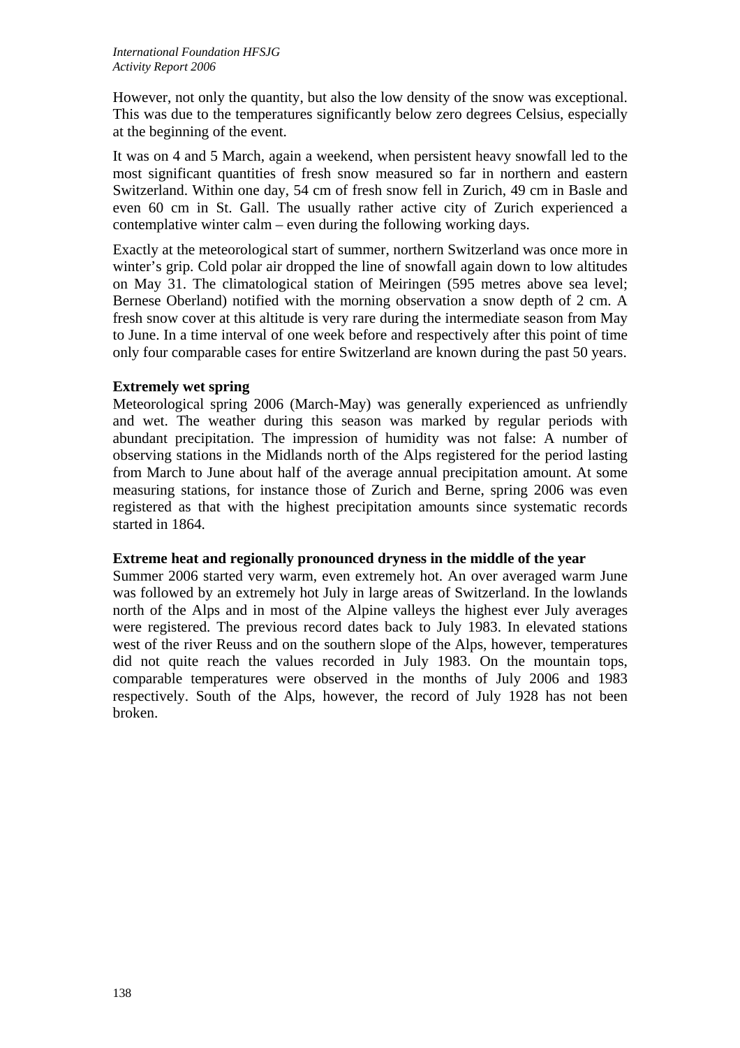However, not only the quantity, but also the low density of the snow was exceptional. This was due to the temperatures significantly below zero degrees Celsius, especially at the beginning of the event.

It was on 4 and 5 March, again a weekend, when persistent heavy snowfall led to the most significant quantities of fresh snow measured so far in northern and eastern Switzerland. Within one day, 54 cm of fresh snow fell in Zurich, 49 cm in Basle and even 60 cm in St. Gall. The usually rather active city of Zurich experienced a contemplative winter calm – even during the following working days.

Exactly at the meteorological start of summer, northern Switzerland was once more in winter's grip. Cold polar air dropped the line of snowfall again down to low altitudes on May 31. The climatological station of Meiringen (595 metres above sea level; Bernese Oberland) notified with the morning observation a snow depth of 2 cm. A fresh snow cover at this altitude is very rare during the intermediate season from May to June. In a time interval of one week before and respectively after this point of time only four comparable cases for entire Switzerland are known during the past 50 years.

**Extremely wet spring**

Meteorological spring 2006 (March-May) was generally experienced as unfriendly and wet. The weather during this season was marked by regular periods with abundant precipitation. The impression of humidity was not false: A number of observing stations in the Midlands north of the Alps registered for the period lasting from March to June about half of the average annual precipitation amount. At some measuring stations, for instance those of Zurich and Berne, spring 2006 was even registered as that with the highest precipitation amounts since systematic records started in 1864.

**Extreme heat and regionally pronounced dryness in the middle of the year**

Summer 2006 started very warm, even extremely hot. An over averaged warm June was followed by an extremely hot July in large areas of Switzerland. In the lowlands north of the Alps and in most of the Alpine valleys the highest ever July averages were registered. The previous record dates back to July 1983. In elevated stations west of the river Reuss and on the southern slope of the Alps, however, temperatures did not quite reach the values recorded in July 1983. On the mountain tops, comparable temperatures were observed in the months of July 2006 and 1983 respectively. South of the Alps, however, the record of July 1928 has not been broken.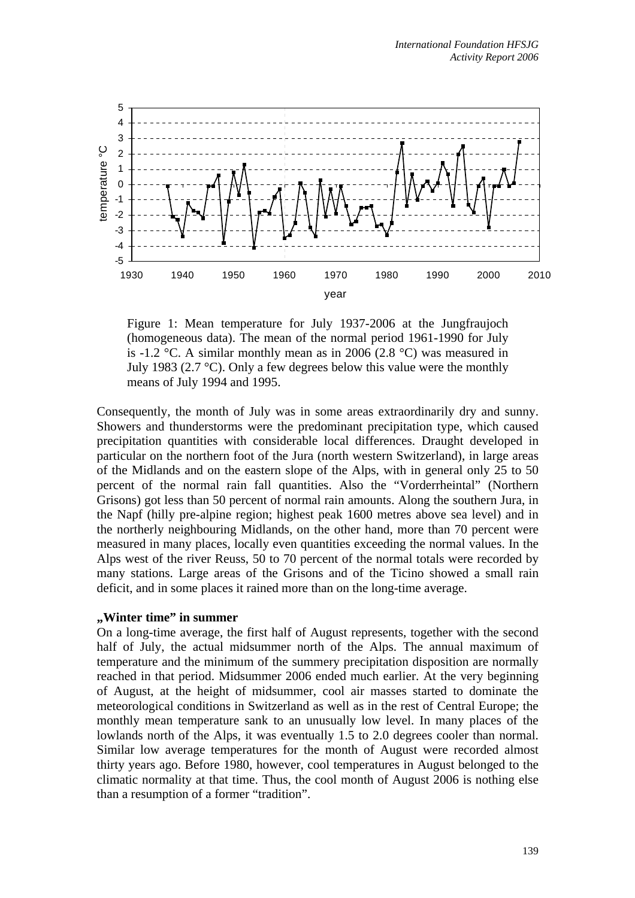Figure 1: Mean temperature for July 1937-2006 at the Jungfraujoch (homogeneous data). The mean of the normal period 1961-1990 for July is -1.2 °C. A similar monthly mean as in 2006 (2.8 °C) was measured in July 1983 (2.7 °C). Only a few degrees below this value were the monthly means of July 1994 and 1995.

Consequently, the month of July was in some areas extraordinarily dry and sunny. Showers and thunderstorms were the predominant precipitation type, which caused precipitation quantities with considerable local differences. Draught developed in particular on the northern foot of the Jura (north western Switzerland), in large areas of the Midlands and on the eastern slope of the Alps, with in general only 25 to 50 percent of the normal rain fall quantities. Also the "Vorderrheintal" (Northern Grisons) got less than 50 percent of normal rain amounts. Along the southern Jura, in the Napf (hilly pre-alpine region; highest peak 1600 metres above sea level) and in the northerly neighbouring Midlands, on the other hand, more than 70 percent were measured in many places, locally even quantities exceeding the normal values. In the Alps west of the river Reuss, 50 to 70 percent of the normal totals were recorded by many stations. Large areas of the Grisons and of the Ticino showed a small rain deficit, and in some places it rained more than on the long-time average.

**„Winter time" in summer**

On a long-time average, the first half of August represents, together with the second half of July, the actual midsummer north of the Alps. The annual maximum of temperature and the minimum of the summery precipitation disposition are normally reached in that period. Midsummer 2006 ended much earlier. At the very beginning of August, at the height of midsummer, cool air masses started to dominate the meteorological conditions in Switzerland as well as in the rest of Central Europe; the monthly mean temperature sank to an unusually low level. In many places of the lowlands north of the Alps, it was eventually 1.5 to 2.0 degrees cooler than normal. Similar low average temperatures for the month of August were recorded almost thirty years ago. Before 1980, however, cool temperatures in August belonged to the climatic normality at that time. Thus, the cool month of August 2006 is nothing else than a resumption of a former "tradition".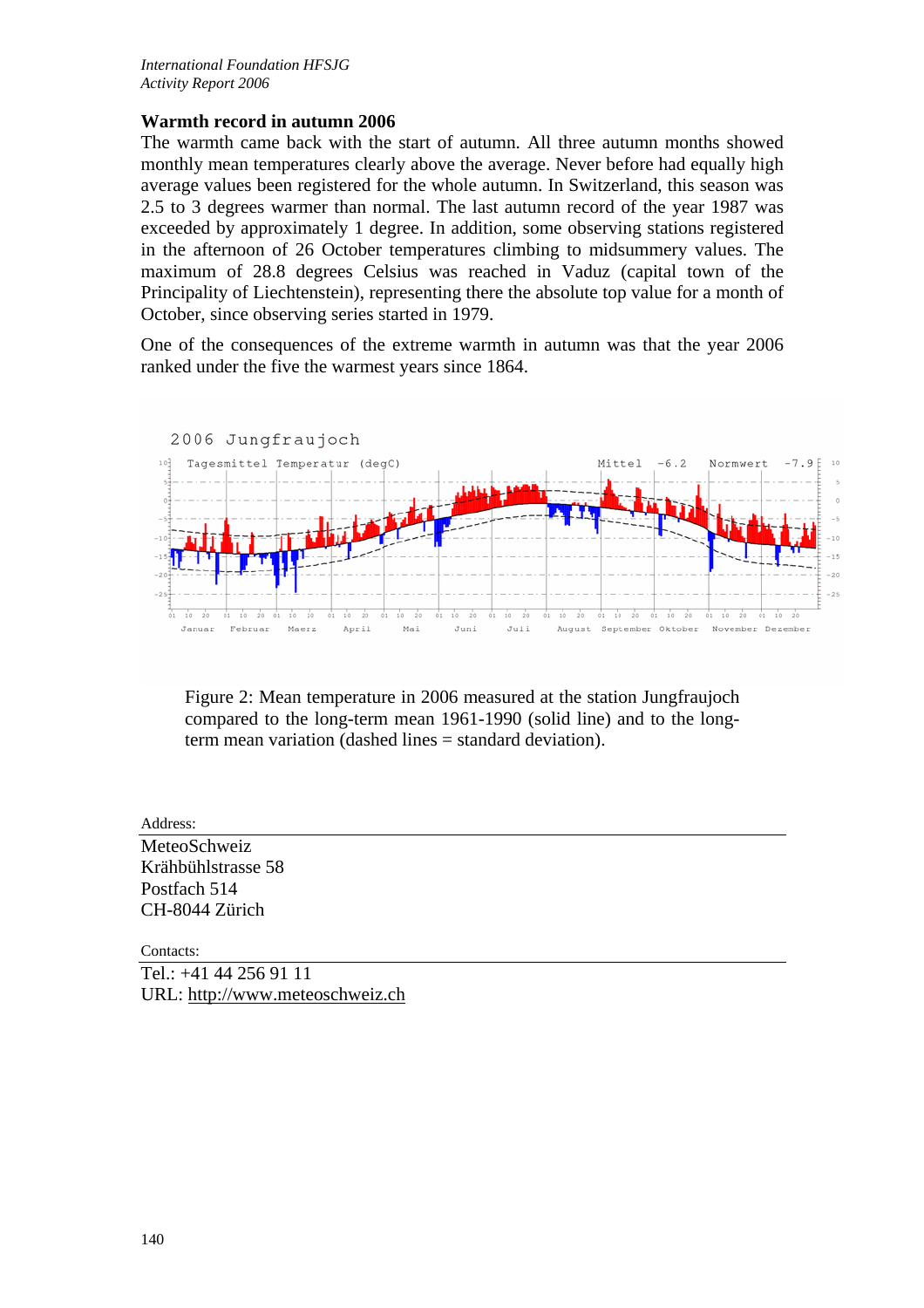### Warmth record in autumn 2006

The warmth came back with the start of autumn. All three autumn months showed monthly mean temperatures clearly above the average. Never before had equally high average values been registered for the whole autumn. In Switzerland, this season was 2.5 to 3 degrees warmer than normal. The last autumn record of the year 1987 was exceeded by approximately 1 degree. In addition, some observing stations registered in the afternoon of 26 October temperatures climbing to midsummery values. The maximum of 28.8 degrees Celsius was reached in Vaduz (capital town of the Principality of Liechtenstein), representing there the absolute top value for a month of October, since observing series started in 1979.

One of the consequences of the extreme warmth in autumn was that the year 2006 ranked under the five the warmest years since 1864.

2006 Jungfraujoch

Tagesmittel Temperatur (degC)

Mittel -6.2 Normwert -7.9

10
5
0
-5
-10
-15
-20
-25

01 10 20 01 10 20 01 10 20 01 10 20 01 10 20 01 10 20 01 10 20 01 10 20 01 10 20 01 10 20 01 10 20 01 10 20

Januar Februar Maerz April Mai Juni Juli August September Oktober November Dezember

Figure 2: Mean temperature in 2006 measured at the station Jungfraujoch compared to the long-term mean 1961-1990 (solid line) and to the long-term mean variation (dashed lines = standard deviation).

Address:

MeteoSchweiz
Krähbühlstrasse 58
Postfach 514
CH-8044 Zürich

Contacts:

Tel.: +41 44 256 91 11
URL: http://www.meteoschweiz.ch